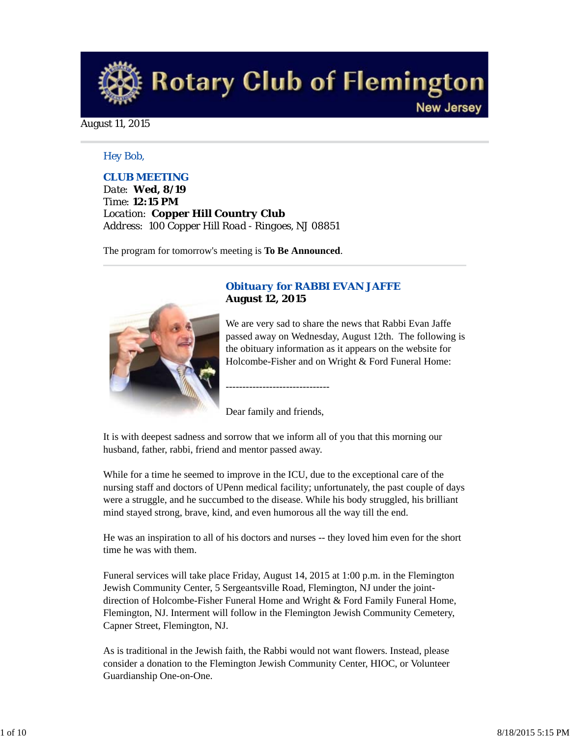# Rotary Club of Flemington

New Jersey

August 11, 2015

Hey Bob,

**CLUB MEETING**

Date: **Wed, 8/19**
Time: **12:15 PM**
Location: **Copper Hill Country Club**
Address: 100 Copper Hill Road - Ringoes, NJ 08851

The program for tomorrow's meeting is **To Be Announced**.

---

### Obituary for RABBI EVAN JAFFE

**August 12, 2015**

We are very sad to share the news that Rabbi Evan Jaffe passed away on Wednesday, August 12th. The following is the obituary information as it appears on the website for Holcombe-Fisher and on Wright & Ford Funeral Home:

-------------------------------

Dear family and friends,

It is with deepest sadness and sorrow that we inform all of you that this morning our husband, father, rabbi, friend and mentor passed away.

While for a time he seemed to improve in the ICU, due to the exceptional care of the nursing staff and doctors of UPenn medical facility; unfortunately, the past couple of days were a struggle, and he succumbed to the disease. While his body struggled, his brilliant mind stayed strong, brave, kind, and even humorous all the way till the end.

He was an inspiration to all of his doctors and nurses -- they loved him even for the short time he was with them.

Funeral services will take place Friday, August 14, 2015 at 1:00 p.m. in the Flemington Jewish Community Center, 5 Sergeantsville Road, Flemington, NJ under the joint-direction of Holcombe-Fisher Funeral Home and Wright & Ford Family Funeral Home, Flemington, NJ. Interment will follow in the Flemington Jewish Community Cemetery, Capner Street, Flemington, NJ.

As is traditional in the Jewish faith, the Rabbi would not want flowers. Instead, please consider a donation to the Flemington Jewish Community Center, HIOC, or Volunteer Guardianship One-on-One.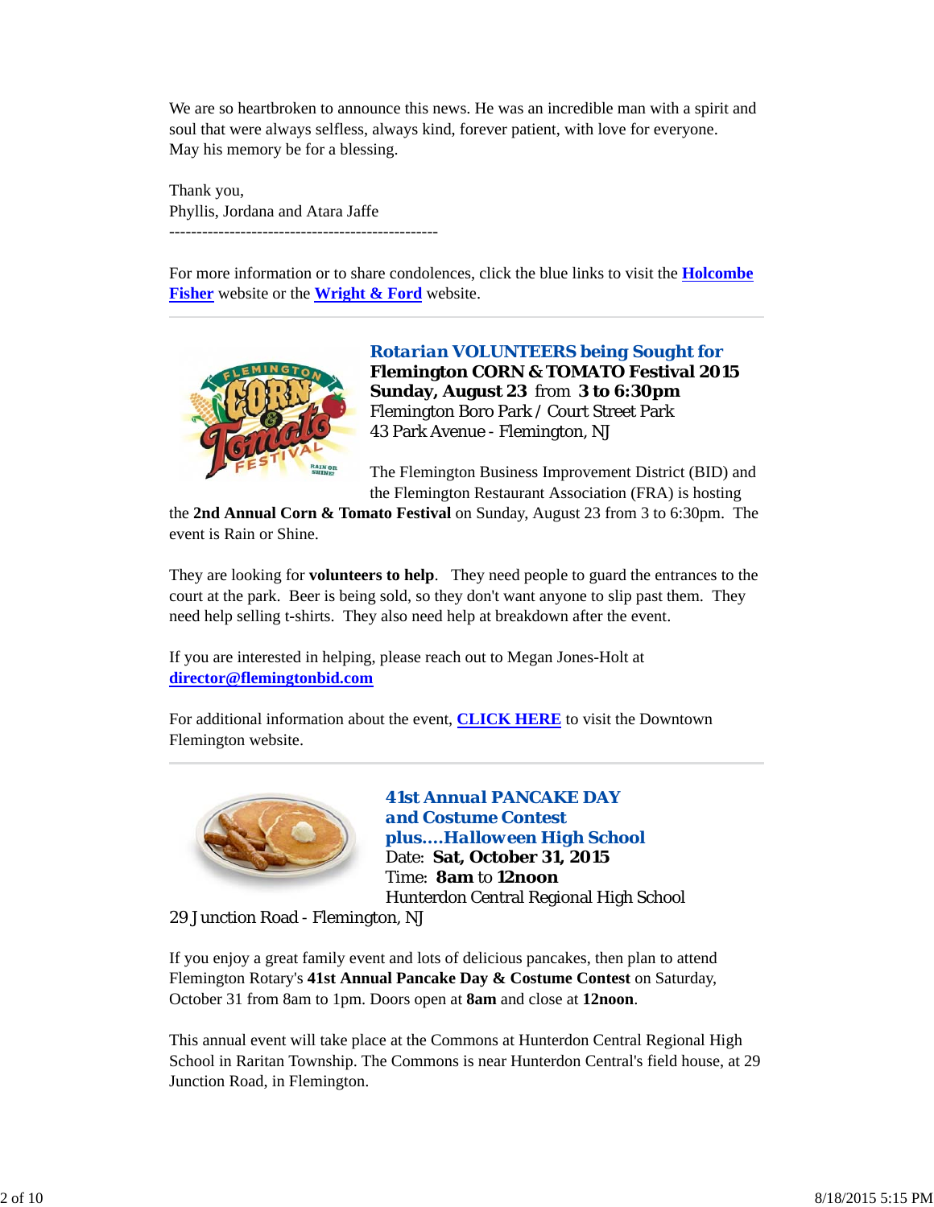We are so heartbroken to announce this news. He was an incredible man with a spirit and soul that were always selfless, always kind, forever patient, with love for everyone.
May his memory be for a blessing.

Thank you,
Phyllis, Jordana and Atara Jaffe
-------------------------------------------------

For more information or to share condolences, click the blue links to visit the **Holcombe Fisher** website or the **Wright & Ford** website.

---

***Rotarian VOLUNTEERS being Sought for***
**Flemington CORN & TOMATO Festival 2015**
**Sunday, August 23** from **3 to 6:30pm**
Flemington Boro Park / Court Street Park
43 Park Avenue - Flemington, NJ

The Flemington Business Improvement District (BID) and the Flemington Restaurant Association (FRA) is hosting the **2nd Annual Corn & Tomato Festival** on Sunday, August 23 from 3 to 6:30pm. The event is Rain or Shine.

They are looking for **volunteers to help**. They need people to guard the entrances to the court at the park. Beer is being sold, so they don't want anyone to slip past them. They need help selling t-shirts. They also need help at breakdown after the event.

If you are interested in helping, please reach out to Megan Jones-Holt at **director@flemingtonbid.com**

For additional information about the event, **CLICK HERE** to visit the Downtown Flemington website.

---

***41st Annual PANCAKE DAY***
***and Costume Contest***
***plus....Halloween High School***
Date: **Sat, October 31, 2015**
Time: **8am** to **12noon**
Hunterdon Central Regional High School
29 Junction Road - Flemington, NJ

If you enjoy a great family event and lots of delicious pancakes, then plan to attend Flemington Rotary's **41st Annual Pancake Day & Costume Contest** on Saturday, October 31 from 8am to 1pm. Doors open at **8am** and close at **12noon**.

This annual event will take place at the Commons at Hunterdon Central Regional High School in Raritan Township. The Commons is near Hunterdon Central's field house, at 29 Junction Road, in Flemington.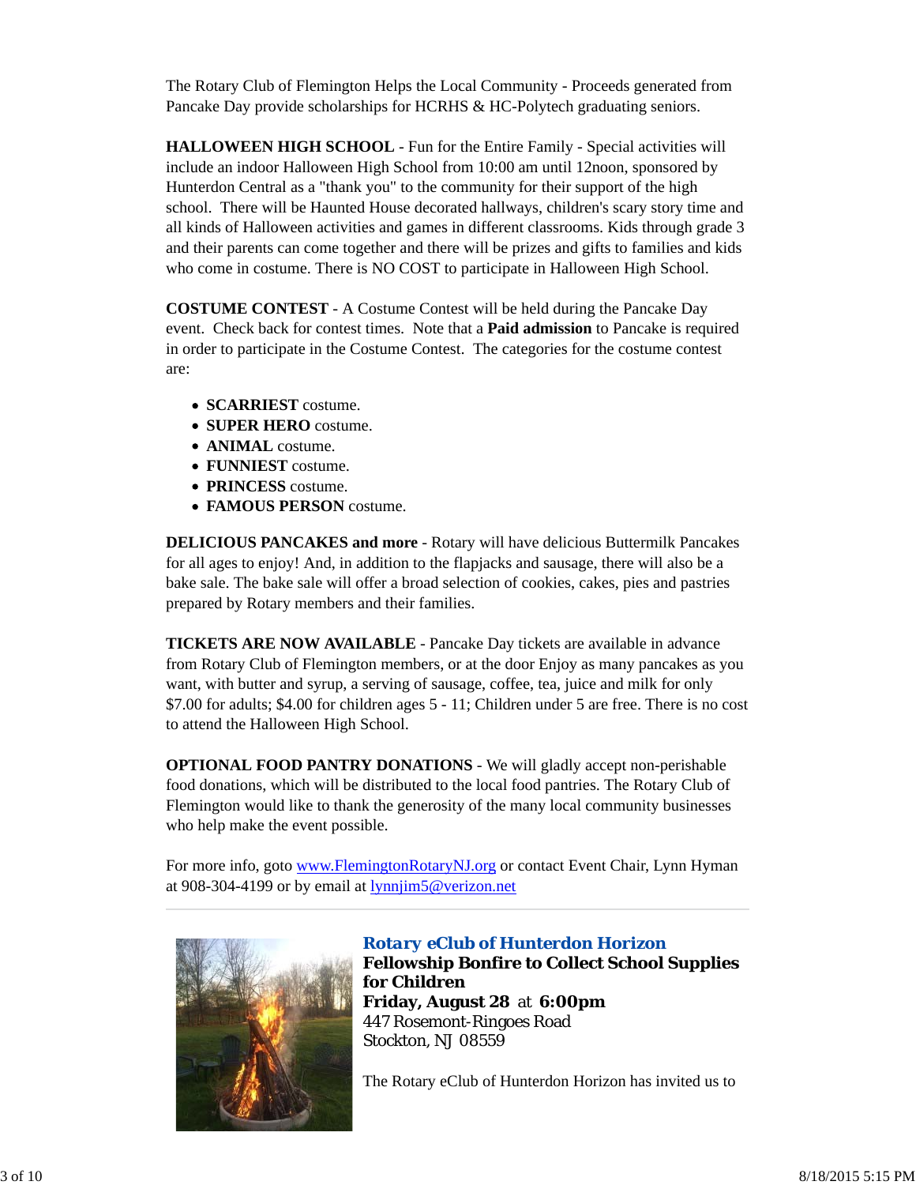The Rotary Club of Flemington Helps the Local Community - Proceeds generated from Pancake Day provide scholarships for HCRHS & HC-Polytech graduating seniors.

**HALLOWEEN HIGH SCHOOL** - Fun for the Entire Family - Special activities will include an indoor Halloween High School from 10:00 am until 12noon, sponsored by Hunterdon Central as a "thank you" to the community for their support of the high school. There will be Haunted House decorated hallways, children's scary story time and all kinds of Halloween activities and games in different classrooms. Kids through grade 3 and their parents can come together and there will be prizes and gifts to families and kids who come in costume. There is NO COST to participate in Halloween High School.

**COSTUME CONTEST** - A Costume Contest will be held during the Pancake Day event. Check back for contest times. Note that a **Paid admission** to Pancake is required in order to participate in the Costume Contest. The categories for the costume contest are:

- **SCARRIEST** costume.
- **SUPER HERO** costume.
- **ANIMAL** costume.
- **FUNNIEST** costume.
- **PRINCESS** costume.
- **FAMOUS PERSON** costume.

**DELICIOUS PANCAKES and more** - Rotary will have delicious Buttermilk Pancakes for all ages to enjoy! And, in addition to the flapjacks and sausage, there will also be a bake sale. The bake sale will offer a broad selection of cookies, cakes, pies and pastries prepared by Rotary members and their families.

**TICKETS ARE NOW AVAILABLE** - Pancake Day tickets are available in advance from Rotary Club of Flemington members, or at the door Enjoy as many pancakes as you want, with butter and syrup, a serving of sausage, coffee, tea, juice and milk for only $7.00 for adults; $4.00 for children ages 5 - 11; Children under 5 are free. There is no cost to attend the Halloween High School.

**OPTIONAL FOOD PANTRY DONATIONS** - We will gladly accept non-perishable food donations, which will be distributed to the local food pantries. The Rotary Club of Flemington would like to thank the generosity of the many local community businesses who help make the event possible.

For more info, goto [www.FlemingtonRotaryNJ.org](http://www.FlemingtonRotaryNJ.org) or contact Event Chair, Lynn Hyman at 908-304-4199 or by email at [lynnjim5@verizon.net](mailto:lynnjim5@verizon.net)

---

***Rotary eClub of Hunterdon Horizon***

**Fellowship Bonfire to Collect School Supplies for Children**
**Friday, August 28** at **6:00pm**
447 Rosemont-Ringoes Road
Stockton, NJ 08559

The Rotary eClub of Hunterdon Horizon has invited us to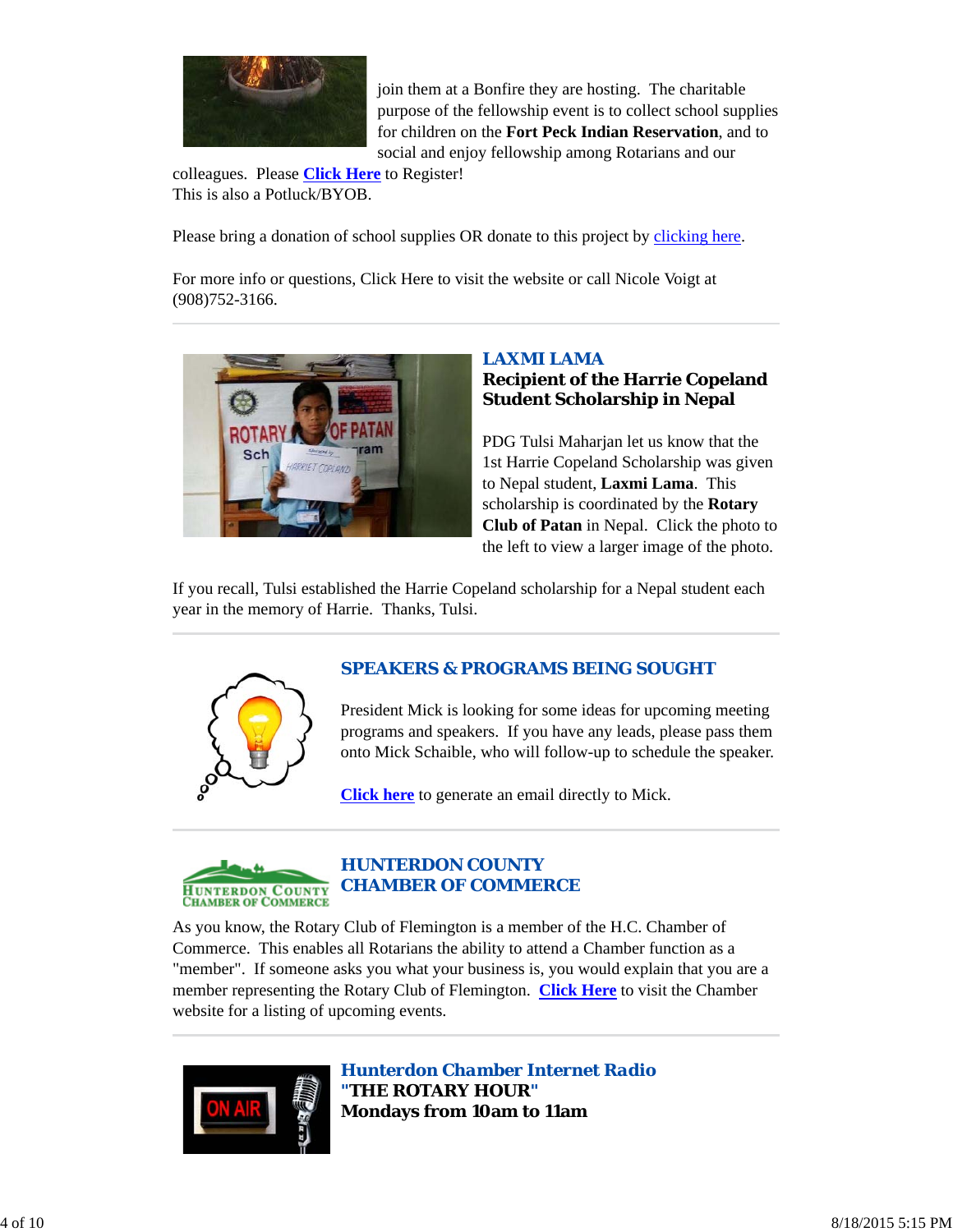join them at a Bonfire they are hosting. The charitable purpose of the fellowship event is to collect school supplies for children on the **Fort Peck Indian Reservation**, and to social and enjoy fellowship among Rotarians and our colleagues. Please **Click Here** to Register!
This is also a Potluck/BYOB.

Please bring a donation of school supplies OR donate to this project by clicking here.

For more info or questions, Click Here to visit the website or call Nicole Voigt at (908)752-3166.

---

## LAXMI LAMA
**Recipient of the Harrie Copeland Student Scholarship in Nepal**

PDG Tulsi Maharjan let us know that the 1st Harrie Copeland Scholarship was given to Nepal student, **Laxmi Lama**. This scholarship is coordinated by the **Rotary Club of Patan** in Nepal. Click the photo to the left to view a larger image of the photo.

If you recall, Tulsi established the Harrie Copeland scholarship for a Nepal student each year in the memory of Harrie. Thanks, Tulsi.

---

## SPEAKERS & PROGRAMS BEING SOUGHT

President Mick is looking for some ideas for upcoming meeting programs and speakers. If you have any leads, please pass them onto Mick Schaible, who will follow-up to schedule the speaker.

**Click here** to generate an email directly to Mick.

---

## HUNTERDON COUNTY CHAMBER OF COMMERCE

As you know, the Rotary Club of Flemington is a member of the H.C. Chamber of Commerce. This enables all Rotarians the ability to attend a Chamber function as a "member". If someone asks you what your business is, you would explain that you are a member representing the Rotary Club of Flemington. **Click Here** to visit the Chamber website for a listing of upcoming events.

---

## *Hunterdon Chamber Internet Radio*
**"THE ROTARY HOUR"**
**Mondays from 10am to 11am**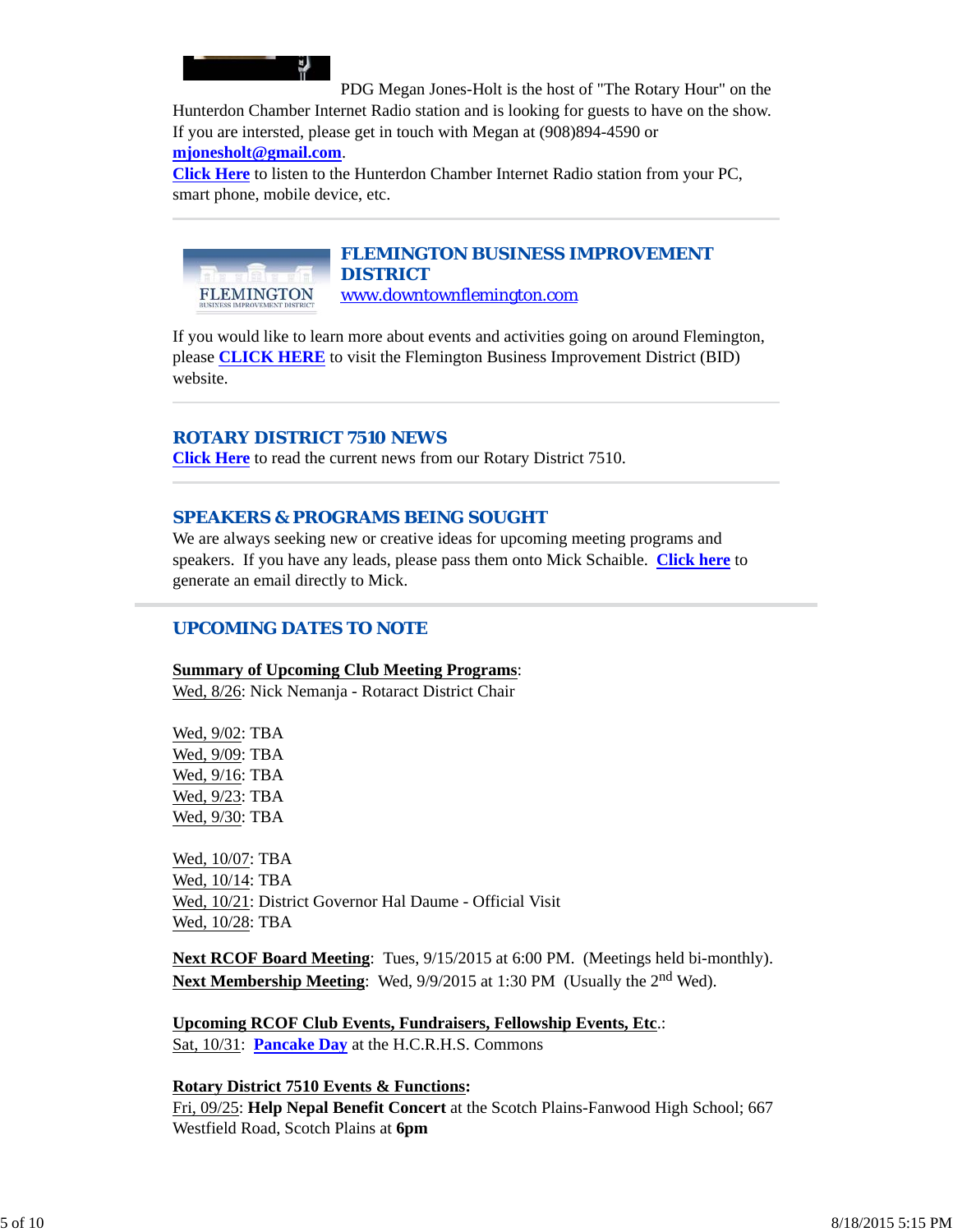PDG Megan Jones-Holt is the host of "The Rotary Hour" on the Hunterdon Chamber Internet Radio station and is looking for guests to have on the show. If you are intersted, please get in touch with Megan at (908)894-4590 or **mjonesholt@gmail.com**.
**Click Here** to listen to the Hunterdon Chamber Internet Radio station from your PC, smart phone, mobile device, etc.

---

## FLEMINGTON BUSINESS IMPROVEMENT DISTRICT

www.downtownflemington.com

If you would like to learn more about events and activities going on around Flemington, please **CLICK HERE** to visit the Flemington Business Improvement District (BID) website.

---

## ROTARY DISTRICT 7510 NEWS

**Click Here** to read the current news from our Rotary District 7510.

---

## SPEAKERS & PROGRAMS BEING SOUGHT

We are always seeking new or creative ideas for upcoming meeting programs and speakers. If you have any leads, please pass them onto Mick Schaible. **Click here** to generate an email directly to Mick.

---

## UPCOMING DATES TO NOTE

**Summary of Upcoming Club Meeting Programs**:
Wed, 8/26: Nick Nemanja - Rotaract District Chair

Wed, 9/02: TBA
Wed, 9/09: TBA
Wed, 9/16: TBA
Wed, 9/23: TBA
Wed, 9/30: TBA

Wed, 10/07: TBA
Wed, 10/14: TBA
Wed, 10/21: District Governor Hal Daume - Official Visit
Wed, 10/28: TBA

**Next RCOF Board Meeting**: Tues, 9/15/2015 at 6:00 PM. (Meetings held bi-monthly).
**Next Membership Meeting**: Wed, 9/9/2015 at 1:30 PM (Usually the 2nd Wed).

**Upcoming RCOF Club Events, Fundraisers, Fellowship Events, Etc**.:
Sat, 10/31: **Pancake Day** at the H.C.R.H.S. Commons

**Rotary District 7510 Events & Functions:**
Fri, 09/25: **Help Nepal Benefit Concert** at the Scotch Plains-Fanwood High School; 667 Westfield Road, Scotch Plains at **6pm**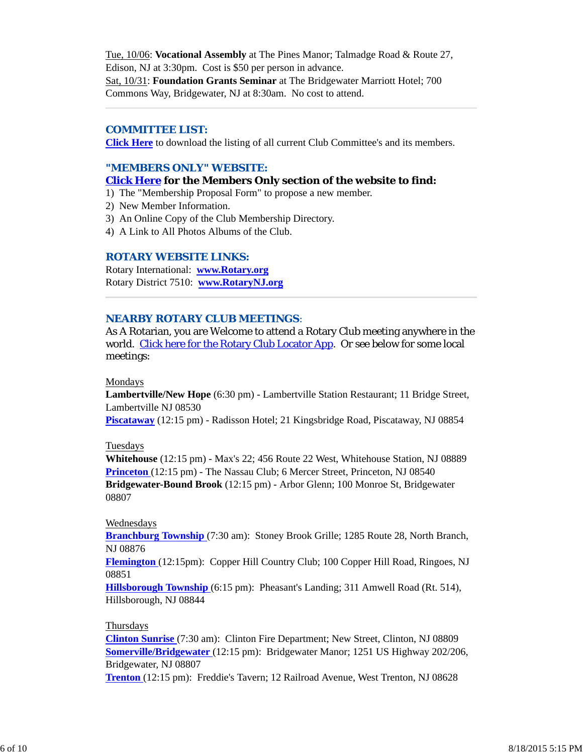Tue, 10/06: **Vocational Assembly** at The Pines Manor; Talmadge Road & Route 27, Edison, NJ at 3:30pm. Cost is $50 per person in advance.
Sat, 10/31: **Foundation Grants Seminar** at The Bridgewater Marriott Hotel; 700 Commons Way, Bridgewater, NJ at 8:30am. No cost to attend.

---

## COMMITTEE LIST:

**Click Here** to download the listing of all current Club Committee's and its members.

## "MEMBERS ONLY" WEBSITE:

**Click Here for the Members Only section of the website to find:**

1) The "Membership Proposal Form" to propose a new member.
2) New Member Information.
3) An Online Copy of the Club Membership Directory.
4) A Link to All Photos Albums of the Club.

## ROTARY WEBSITE LINKS:

Rotary International: **www.Rotary.org**
Rotary District 7510: **www.RotaryNJ.org**

---

## NEARBY ROTARY CLUB MEETINGS:

As A Rotarian, you are Welcome to attend a Rotary Club meeting anywhere in the world. Click here for the Rotary Club Locator App. Or see below for some local meetings:

Mondays
**Lambertville/New Hope** (6:30 pm) - Lambertville Station Restaurant; 11 Bridge Street, Lambertville NJ 08530
**Piscataway** (12:15 pm) - Radisson Hotel; 21 Kingsbridge Road, Piscataway, NJ 08854

Tuesdays
**Whitehouse** (12:15 pm) - Max's 22; 456 Route 22 West, Whitehouse Station, NJ 08889
**Princeton** (12:15 pm) - The Nassau Club; 6 Mercer Street, Princeton, NJ 08540
**Bridgewater-Bound Brook** (12:15 pm) - Arbor Glenn; 100 Monroe St, Bridgewater 08807

Wednesdays
**Branchburg Township** (7:30 am): Stoney Brook Grille; 1285 Route 28, North Branch, NJ 08876
**Flemington** (12:15pm): Copper Hill Country Club; 100 Copper Hill Road, Ringoes, NJ 08851
**Hillsborough Township** (6:15 pm): Pheasant's Landing; 311 Amwell Road (Rt. 514), Hillsborough, NJ 08844

Thursdays
**Clinton Sunrise** (7:30 am): Clinton Fire Department; New Street, Clinton, NJ 08809
**Somerville/Bridgewater** (12:15 pm): Bridgewater Manor; 1251 US Highway 202/206, Bridgewater, NJ 08807
**Trenton** (12:15 pm): Freddie's Tavern; 12 Railroad Avenue, West Trenton, NJ 08628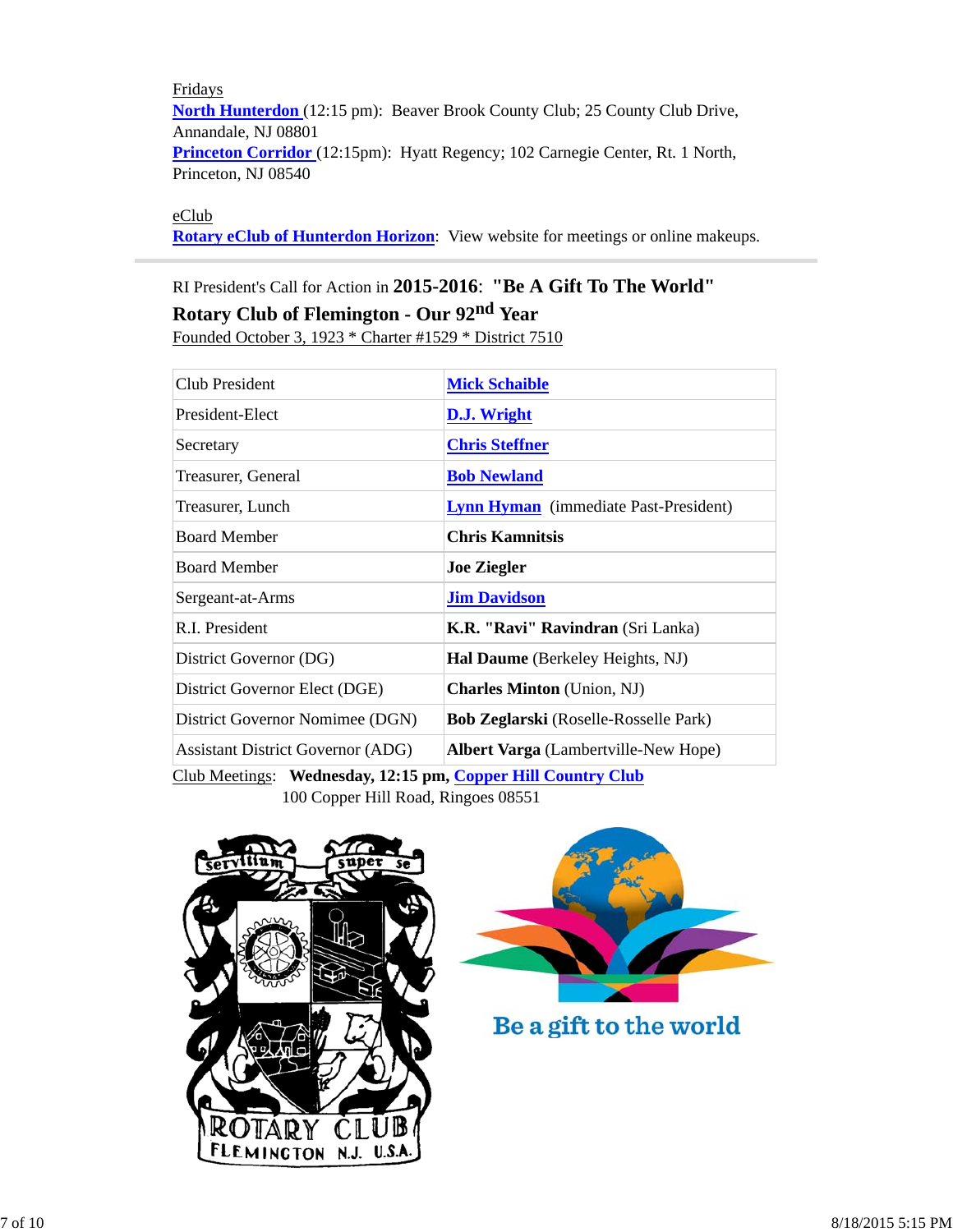Fridays

**North Hunterdon** (12:15 pm): Beaver Brook County Club; 25 County Club Drive, Annandale, NJ 08801

**Princeton Corridor** (12:15pm): Hyatt Regency; 102 Carnegie Center, Rt. 1 North, Princeton, NJ 08540

eClub

**Rotary eClub of Hunterdon Horizon**: View website for meetings or online makeups.

---

RI President's Call for Action in **2015-2016**: **"Be A Gift To The World"**

**Rotary Club of Flemington - Our 92nd Year**

Founded October 3, 1923 * Charter #1529 * District 7510

| | |
|---|---|
| Club President | **Mick Schaible** |
| President-Elect | **D.J. Wright** |
| Secretary | **Chris Steffner** |
| Treasurer, General | **Bob Newland** |
| Treasurer, Lunch | **Lynn Hyman** (immediate Past-President) |
| Board Member | **Chris Kamnitsis** |
| Board Member | **Joe Ziegler** |
| Sergeant-at-Arms | **Jim Davidson** |
| R.I. President | **K.R. "Ravi" Ravindran** (Sri Lanka) |
| District Governor (DG) | **Hal Daume** (Berkeley Heights, NJ) |
| District Governor Elect (DGE) | **Charles Minton** (Union, NJ) |
| District Governor Nomimee (DGN) | **Bob Zeglarski** (Roselle-Rosselle Park) |
| Assistant District Governor (ADG) | **Albert Varga** (Lambertville-New Hope) |

Club Meetings: **Wednesday, 12:15 pm, Copper Hill Country Club**

100 Copper Hill Road, Ringoes 08551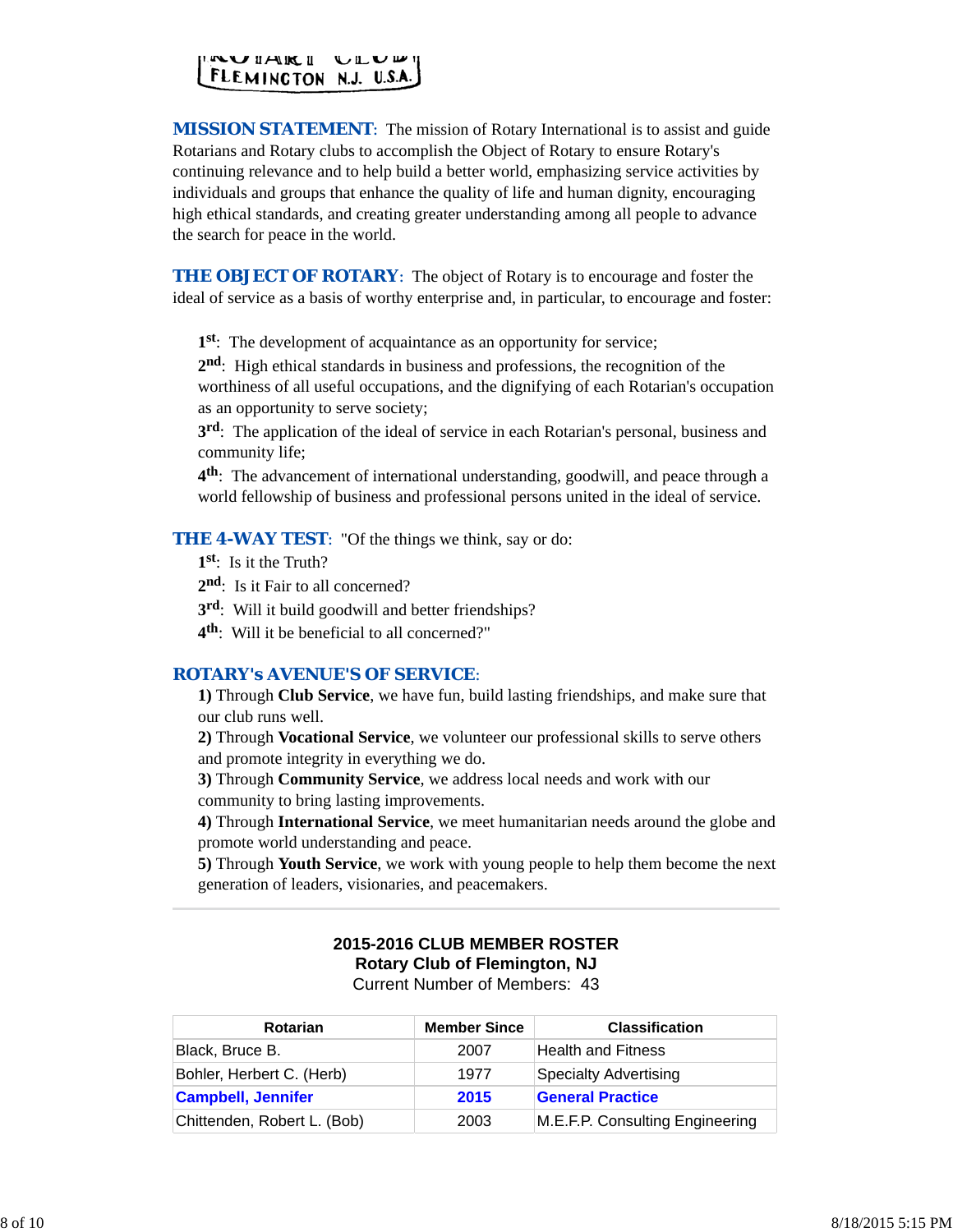FLEMINGTON N.J. U.S.A.

**MISSION STATEMENT**: The mission of Rotary International is to assist and guide Rotarians and Rotary clubs to accomplish the Object of Rotary to ensure Rotary's continuing relevance and to help build a better world, emphasizing service activities by individuals and groups that enhance the quality of life and human dignity, encouraging high ethical standards, and creating greater understanding among all people to advance the search for peace in the world.

**THE OBJECT OF ROTARY**: The object of Rotary is to encourage and foster the ideal of service as a basis of worthy enterprise and, in particular, to encourage and foster:

**1st**: The development of acquaintance as an opportunity for service;
**2nd**: High ethical standards in business and professions, the recognition of the worthiness of all useful occupations, and the dignifying of each Rotarian's occupation as an opportunity to serve society;
**3rd**: The application of the ideal of service in each Rotarian's personal, business and community life;
**4th**: The advancement of international understanding, goodwill, and peace through a world fellowship of business and professional persons united in the ideal of service.

**THE 4-WAY TEST**: "Of the things we think, say or do:
**1st**: Is it the Truth?
**2nd**: Is it Fair to all concerned?
**3rd**: Will it build goodwill and better friendships?
**4th**: Will it be beneficial to all concerned?"

**ROTARY's AVENUE'S OF SERVICE**:
**1)** Through **Club Service**, we have fun, build lasting friendships, and make sure that our club runs well.
**2)** Through **Vocational Service**, we volunteer our professional skills to serve others and promote integrity in everything we do.
**3)** Through **Community Service**, we address local needs and work with our community to bring lasting improvements.
**4)** Through **International Service**, we meet humanitarian needs around the globe and promote world understanding and peace.
**5)** Through **Youth Service**, we work with young people to help them become the next generation of leaders, visionaries, and peacemakers.

---

**2015-2016 CLUB MEMBER ROSTER**
**Rotary Club of Flemington, NJ**
Current Number of Members: 43

| Rotarian | Member Since | Classification |
|---|---|---|
| Black, Bruce B. | 2007 | Health and Fitness |
| Bohler, Herbert C. (Herb) | 1977 | Specialty Advertising |
| **Campbell, Jennifer** | **2015** | **General Practice** |
| Chittenden, Robert L. (Bob) | 2003 | M.E.F.P. Consulting Engineering |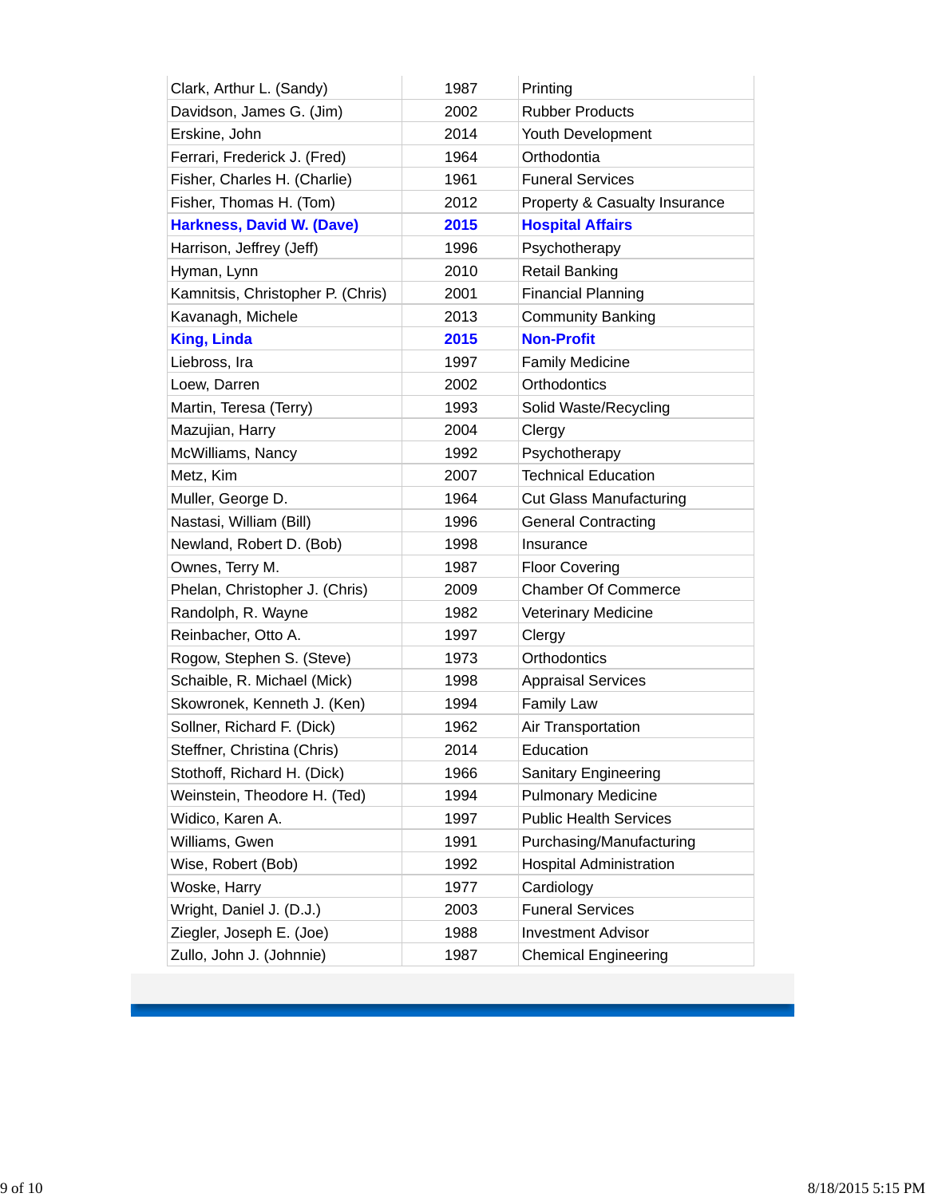| | | |
|---|---|---|
| Clark, Arthur L. (Sandy) | 1987 | Printing |
| Davidson, James G. (Jim) | 2002 | Rubber Products |
| Erskine, John | 2014 | Youth Development |
| Ferrari, Frederick J. (Fred) | 1964 | Orthodontia |
| Fisher, Charles H. (Charlie) | 1961 | Funeral Services |
| Fisher, Thomas H. (Tom) | 2012 | Property & Casualty Insurance |
| **Harkness, David W. (Dave)** | **2015** | **Hospital Affairs** |
| Harrison, Jeffrey (Jeff) | 1996 | Psychotherapy |
| Hyman, Lynn | 2010 | Retail Banking |
| Kamnitsis, Christopher P. (Chris) | 2001 | Financial Planning |
| Kavanagh, Michele | 2013 | Community Banking |
| **King, Linda** | **2015** | **Non-Profit** |
| Liebross, Ira | 1997 | Family Medicine |
| Loew, Darren | 2002 | Orthodontics |
| Martin, Teresa (Terry) | 1993 | Solid Waste/Recycling |
| Mazujian, Harry | 2004 | Clergy |
| McWilliams, Nancy | 1992 | Psychotherapy |
| Metz, Kim | 2007 | Technical Education |
| Muller, George D. | 1964 | Cut Glass Manufacturing |
| Nastasi, William (Bill) | 1996 | General Contracting |
| Newland, Robert D. (Bob) | 1998 | Insurance |
| Ownes, Terry M. | 1987 | Floor Covering |
| Phelan, Christopher J. (Chris) | 2009 | Chamber Of Commerce |
| Randolph, R. Wayne | 1982 | Veterinary Medicine |
| Reinbacher, Otto A. | 1997 | Clergy |
| Rogow, Stephen S. (Steve) | 1973 | Orthodontics |
| Schaible, R. Michael (Mick) | 1998 | Appraisal Services |
| Skowronek, Kenneth J. (Ken) | 1994 | Family Law |
| Sollner, Richard F. (Dick) | 1962 | Air Transportation |
| Steffner, Christina (Chris) | 2014 | Education |
| Stothoff, Richard H. (Dick) | 1966 | Sanitary Engineering |
| Weinstein, Theodore H. (Ted) | 1994 | Pulmonary Medicine |
| Widico, Karen A. | 1997 | Public Health Services |
| Williams, Gwen | 1991 | Purchasing/Manufacturing |
| Wise, Robert (Bob) | 1992 | Hospital Administration |
| Woske, Harry | 1977 | Cardiology |
| Wright, Daniel J. (D.J.) | 2003 | Funeral Services |
| Ziegler, Joseph E. (Joe) | 1988 | Investment Advisor |
| Zullo, John J. (Johnnie) | 1987 | Chemical Engineering |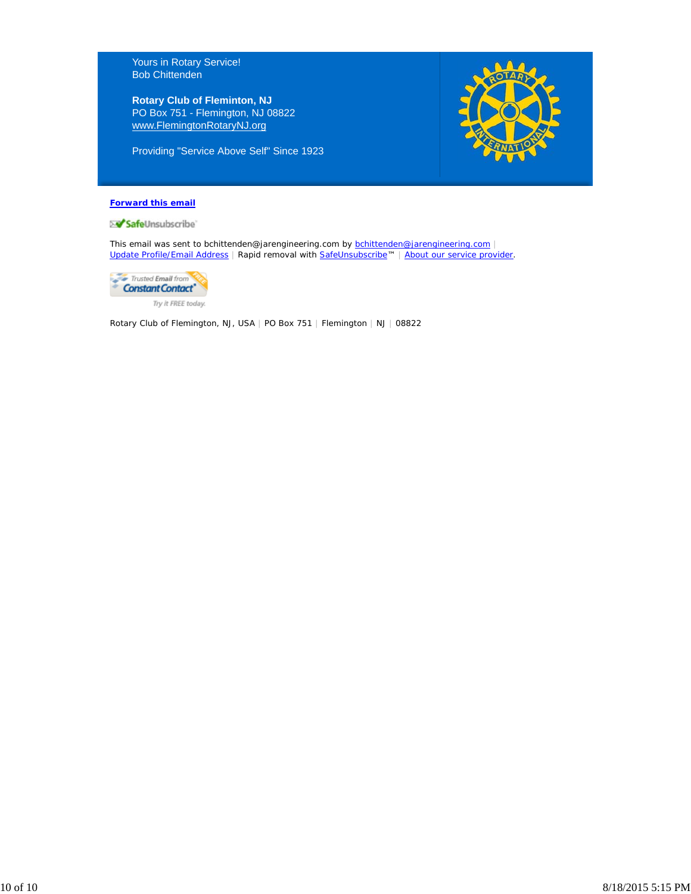Yours in Rotary Service!
Bob Chittenden

**Rotary Club of Fleminton, NJ**
PO Box 751 - Flemington, NJ 08822
www.FlemingtonRotaryNJ.org

Providing "Service Above Self" Since 1923

**Forward this email**

SafeUnsubscribe

This email was sent to bchittenden@jarengineering.com by bchittenden@jarengineering.com | Update Profile/Email Address | Rapid removal with SafeUnsubscribe™ | About our service provider.

Trusted Email from Constant Contact — Try it FREE today.

Rotary Club of Flemington, NJ, USA | PO Box 751 | Flemington | NJ | 08822